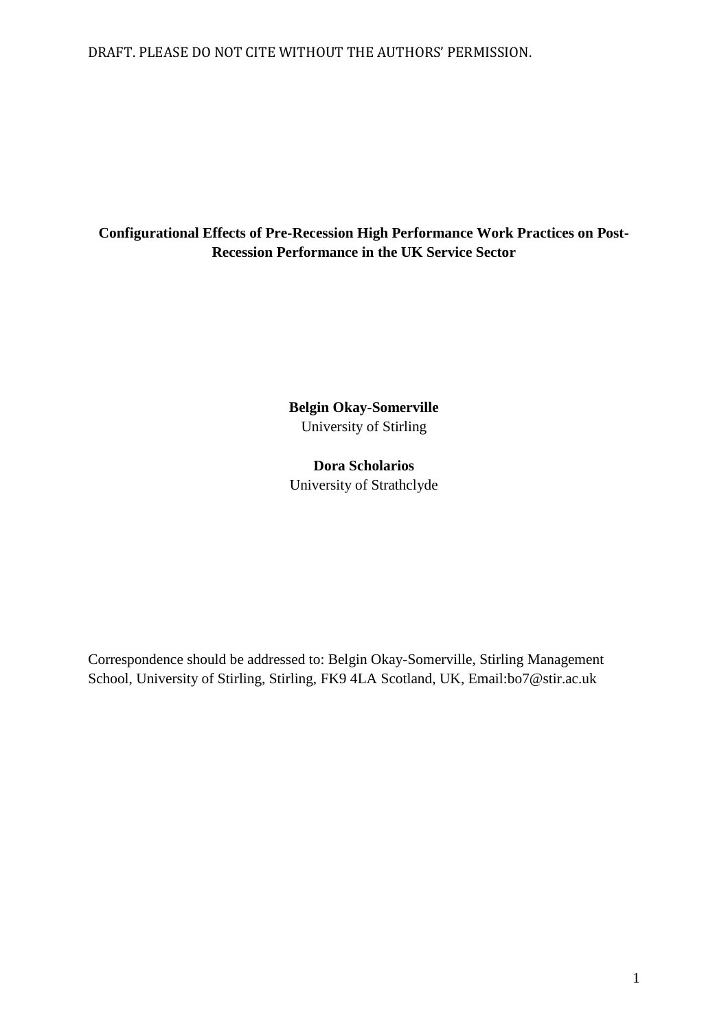DRAFT. PLEASE DO NOT CITE WITHOUT THE AUTHORS' PERMISSION.

# Configurational Effects of Pre-Recession High Performance Work Practices on Post-Recession Performance in the UK Service Sector

**Belgin Okay-Somerville**
University of Stirling

**Dora Scholarios**
University of Strathclyde

Correspondence should be addressed to: Belgin Okay-Somerville, Stirling Management School, University of Stirling, Stirling, FK9 4LA Scotland, UK, Email:bo7@stir.ac.uk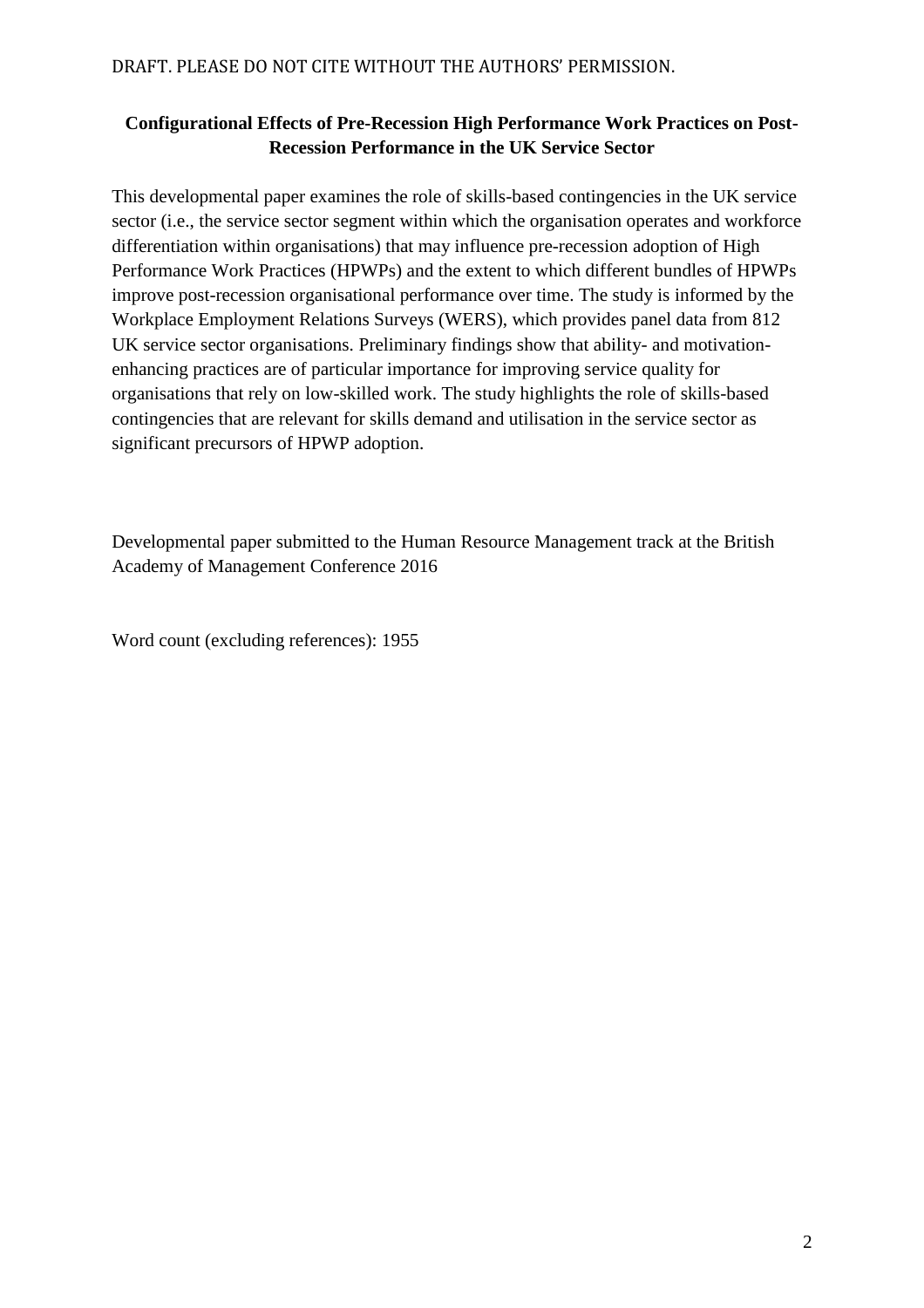DRAFT. PLEASE DO NOT CITE WITHOUT THE AUTHORS' PERMISSION.

**Configurational Effects of Pre-Recession High Performance Work Practices on Post-Recession Performance in the UK Service Sector**

This developmental paper examines the role of skills-based contingencies in the UK service sector (i.e., the service sector segment within which the organisation operates and workforce differentiation within organisations) that may influence pre-recession adoption of High Performance Work Practices (HPWPs) and the extent to which different bundles of HPWPs improve post-recession organisational performance over time. The study is informed by the Workplace Employment Relations Surveys (WERS), which provides panel data from 812 UK service sector organisations. Preliminary findings show that ability- and motivation-enhancing practices are of particular importance for improving service quality for organisations that rely on low-skilled work. The study highlights the role of skills-based contingencies that are relevant for skills demand and utilisation in the service sector as significant precursors of HPWP adoption.

Developmental paper submitted to the Human Resource Management track at the British Academy of Management Conference 2016

Word count (excluding references): 1955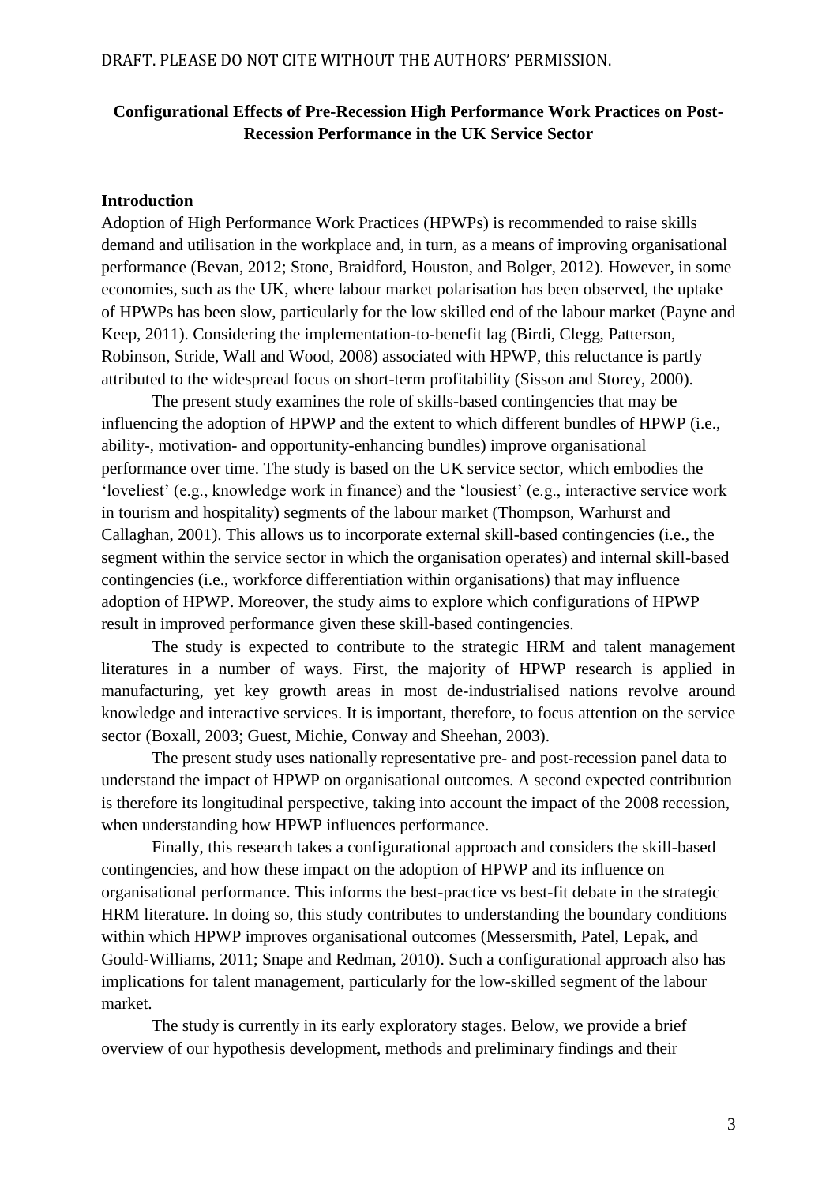DRAFT. PLEASE DO NOT CITE WITHOUT THE AUTHORS' PERMISSION.

**Configurational Effects of Pre-Recession High Performance Work Practices on Post-Recession Performance in the UK Service Sector**

## Introduction

Adoption of High Performance Work Practices (HPWPs) is recommended to raise skills demand and utilisation in the workplace and, in turn, as a means of improving organisational performance (Bevan, 2012; Stone, Braidford, Houston, and Bolger, 2012). However, in some economies, such as the UK, where labour market polarisation has been observed, the uptake of HPWPs has been slow, particularly for the low skilled end of the labour market (Payne and Keep, 2011). Considering the implementation-to-benefit lag (Birdi, Clegg, Patterson, Robinson, Stride, Wall and Wood, 2008) associated with HPWP, this reluctance is partly attributed to the widespread focus on short-term profitability (Sisson and Storey, 2000).

The present study examines the role of skills-based contingencies that may be influencing the adoption of HPWP and the extent to which different bundles of HPWP (i.e., ability-, motivation- and opportunity-enhancing bundles) improve organisational performance over time. The study is based on the UK service sector, which embodies the 'loveliest' (e.g., knowledge work in finance) and the 'lousiest' (e.g., interactive service work in tourism and hospitality) segments of the labour market (Thompson, Warhurst and Callaghan, 2001). This allows us to incorporate external skill-based contingencies (i.e., the segment within the service sector in which the organisation operates) and internal skill-based contingencies (i.e., workforce differentiation within organisations) that may influence adoption of HPWP. Moreover, the study aims to explore which configurations of HPWP result in improved performance given these skill-based contingencies.

The study is expected to contribute to the strategic HRM and talent management literatures in a number of ways. First, the majority of HPWP research is applied in manufacturing, yet key growth areas in most de-industrialised nations revolve around knowledge and interactive services. It is important, therefore, to focus attention on the service sector (Boxall, 2003; Guest, Michie, Conway and Sheehan, 2003).

The present study uses nationally representative pre- and post-recession panel data to understand the impact of HPWP on organisational outcomes. A second expected contribution is therefore its longitudinal perspective, taking into account the impact of the 2008 recession, when understanding how HPWP influences performance.

Finally, this research takes a configurational approach and considers the skill-based contingencies, and how these impact on the adoption of HPWP and its influence on organisational performance. This informs the best-practice vs best-fit debate in the strategic HRM literature. In doing so, this study contributes to understanding the boundary conditions within which HPWP improves organisational outcomes (Messersmith, Patel, Lepak, and Gould-Williams, 2011; Snape and Redman, 2010). Such a configurational approach also has implications for talent management, particularly for the low-skilled segment of the labour market.

The study is currently in its early exploratory stages. Below, we provide a brief overview of our hypothesis development, methods and preliminary findings and their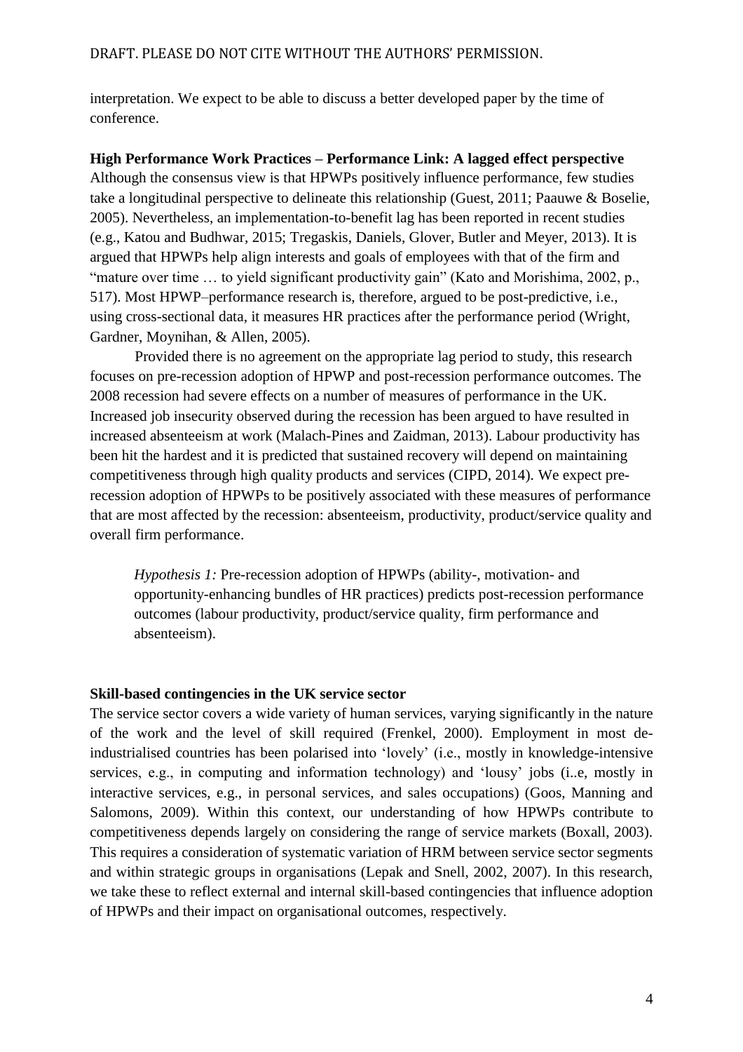interpretation. We expect to be able to discuss a better developed paper by the time of conference.

**High Performance Work Practices – Performance Link: A lagged effect perspective**

Although the consensus view is that HPWPs positively influence performance, few studies take a longitudinal perspective to delineate this relationship (Guest, 2011; Paauwe & Boselie, 2005). Nevertheless, an implementation-to-benefit lag has been reported in recent studies (e.g., Katou and Budhwar, 2015; Tregaskis, Daniels, Glover, Butler and Meyer, 2013). It is argued that HPWPs help align interests and goals of employees with that of the firm and "mature over time … to yield significant productivity gain" (Kato and Morishima, 2002, p., 517). Most HPWP–performance research is, therefore, argued to be post-predictive, i.e., using cross-sectional data, it measures HR practices after the performance period (Wright, Gardner, Moynihan, & Allen, 2005).

Provided there is no agreement on the appropriate lag period to study, this research focuses on pre-recession adoption of HPWP and post-recession performance outcomes. The 2008 recession had severe effects on a number of measures of performance in the UK. Increased job insecurity observed during the recession has been argued to have resulted in increased absenteeism at work (Malach-Pines and Zaidman, 2013). Labour productivity has been hit the hardest and it is predicted that sustained recovery will depend on maintaining competitiveness through high quality products and services (CIPD, 2014). We expect pre-recession adoption of HPWPs to be positively associated with these measures of performance that are most affected by the recession: absenteeism, productivity, product/service quality and overall firm performance.

> *Hypothesis 1:* Pre-recession adoption of HPWPs (ability-, motivation- and opportunity-enhancing bundles of HR practices) predicts post-recession performance outcomes (labour productivity, product/service quality, firm performance and absenteeism).

**Skill-based contingencies in the UK service sector**

The service sector covers a wide variety of human services, varying significantly in the nature of the work and the level of skill required (Frenkel, 2000). Employment in most de-industrialised countries has been polarised into 'lovely' (i.e., mostly in knowledge-intensive services, e.g., in computing and information technology) and 'lousy' jobs (i..e, mostly in interactive services, e.g., in personal services, and sales occupations) (Goos, Manning and Salomons, 2009). Within this context, our understanding of how HPWPs contribute to competitiveness depends largely on considering the range of service markets (Boxall, 2003). This requires a consideration of systematic variation of HRM between service sector segments and within strategic groups in organisations (Lepak and Snell, 2002, 2007). In this research, we take these to reflect external and internal skill-based contingencies that influence adoption of HPWPs and their impact on organisational outcomes, respectively.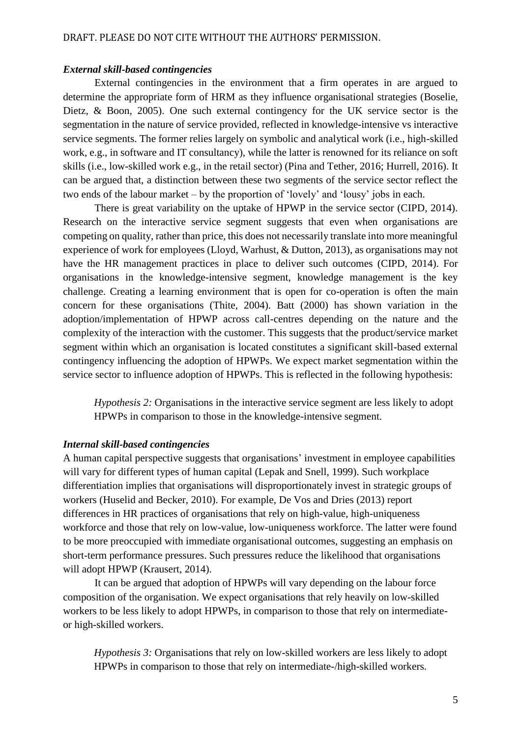### *External skill-based contingencies*

External contingencies in the environment that a firm operates in are argued to determine the appropriate form of HRM as they influence organisational strategies (Boselie, Dietz, & Boon, 2005). One such external contingency for the UK service sector is the segmentation in the nature of service provided, reflected in knowledge-intensive vs interactive service segments. The former relies largely on symbolic and analytical work (i.e., high-skilled work, e.g., in software and IT consultancy), while the latter is renowned for its reliance on soft skills (i.e., low-skilled work e.g., in the retail sector) (Pina and Tether, 2016; Hurrell, 2016). It can be argued that, a distinction between these two segments of the service sector reflect the two ends of the labour market – by the proportion of 'lovely' and 'lousy' jobs in each.

There is great variability on the uptake of HPWP in the service sector (CIPD, 2014). Research on the interactive service segment suggests that even when organisations are competing on quality, rather than price, this does not necessarily translate into more meaningful experience of work for employees (Lloyd, Warhust, & Dutton, 2013), as organisations may not have the HR management practices in place to deliver such outcomes (CIPD, 2014). For organisations in the knowledge-intensive segment, knowledge management is the key challenge. Creating a learning environment that is open for co-operation is often the main concern for these organisations (Thite, 2004). Batt (2000) has shown variation in the adoption/implementation of HPWP across call-centres depending on the nature and the complexity of the interaction with the customer. This suggests that the product/service market segment within which an organisation is located constitutes a significant skill-based external contingency influencing the adoption of HPWPs. We expect market segmentation within the service sector to influence adoption of HPWPs. This is reflected in the following hypothesis:

> *Hypothesis 2:* Organisations in the interactive service segment are less likely to adopt HPWPs in comparison to those in the knowledge-intensive segment.

### *Internal skill-based contingencies*

A human capital perspective suggests that organisations' investment in employee capabilities will vary for different types of human capital (Lepak and Snell, 1999). Such workplace differentiation implies that organisations will disproportionately invest in strategic groups of workers (Huselid and Becker, 2010). For example, De Vos and Dries (2013) report differences in HR practices of organisations that rely on high-value, high-uniqueness workforce and those that rely on low-value, low-uniqueness workforce. The latter were found to be more preoccupied with immediate organisational outcomes, suggesting an emphasis on short-term performance pressures. Such pressures reduce the likelihood that organisations will adopt HPWP (Krausert, 2014).

It can be argued that adoption of HPWPs will vary depending on the labour force composition of the organisation. We expect organisations that rely heavily on low-skilled workers to be less likely to adopt HPWPs, in comparison to those that rely on intermediate- or high-skilled workers.

> *Hypothesis 3:* Organisations that rely on low-skilled workers are less likely to adopt HPWPs in comparison to those that rely on intermediate-/high-skilled workers.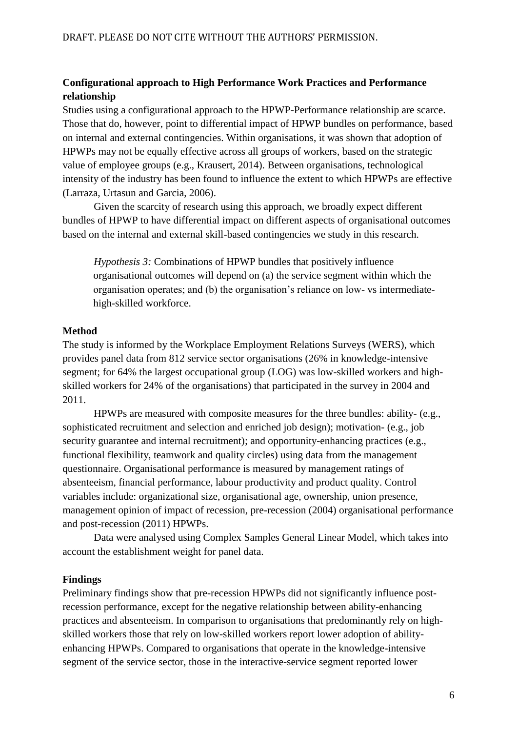**Configurational approach to High Performance Work Practices and Performance relationship**

Studies using a configurational approach to the HPWP-Performance relationship are scarce. Those that do, however, point to differential impact of HPWP bundles on performance, based on internal and external contingencies. Within organisations, it was shown that adoption of HPWPs may not be equally effective across all groups of workers, based on the strategic value of employee groups (e.g., Krausert, 2014). Between organisations, technological intensity of the industry has been found to influence the extent to which HPWPs are effective (Larraza, Urtasun and Garcia, 2006).

Given the scarcity of research using this approach, we broadly expect different bundles of HPWP to have differential impact on different aspects of organisational outcomes based on the internal and external skill-based contingencies we study in this research.

> *Hypothesis 3:* Combinations of HPWP bundles that positively influence organisational outcomes will depend on (a) the service segment within which the organisation operates; and (b) the organisation's reliance on low- vs intermediate-high-skilled workforce.

**Method**

The study is informed by the Workplace Employment Relations Surveys (WERS), which provides panel data from 812 service sector organisations (26% in knowledge-intensive segment; for 64% the largest occupational group (LOG) was low-skilled workers and high-skilled workers for 24% of the organisations) that participated in the survey in 2004 and 2011.

HPWPs are measured with composite measures for the three bundles: ability- (e.g., sophisticated recruitment and selection and enriched job design); motivation- (e.g., job security guarantee and internal recruitment); and opportunity-enhancing practices (e.g., functional flexibility, teamwork and quality circles) using data from the management questionnaire. Organisational performance is measured by management ratings of absenteeism, financial performance, labour productivity and product quality. Control variables include: organizational size, organisational age, ownership, union presence, management opinion of impact of recession, pre-recession (2004) organisational performance and post-recession (2011) HPWPs.

Data were analysed using Complex Samples General Linear Model, which takes into account the establishment weight for panel data.

**Findings**

Preliminary findings show that pre-recession HPWPs did not significantly influence post-recession performance, except for the negative relationship between ability-enhancing practices and absenteeism. In comparison to organisations that predominantly rely on high-skilled workers those that rely on low-skilled workers report lower adoption of ability-enhancing HPWPs. Compared to organisations that operate in the knowledge-intensive segment of the service sector, those in the interactive-service segment reported lower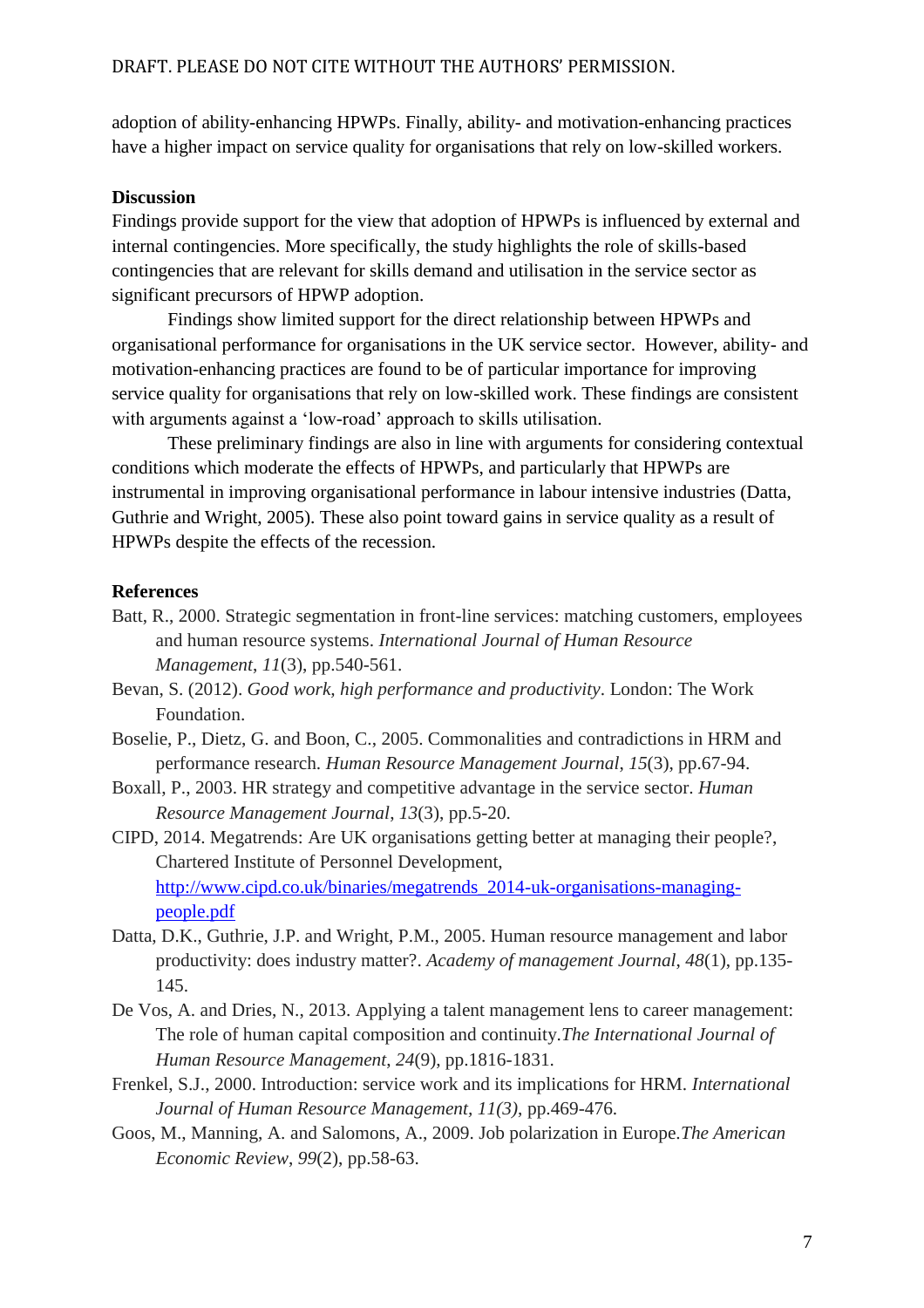adoption of ability-enhancing HPWPs. Finally, ability- and motivation-enhancing practices have a higher impact on service quality for organisations that rely on low-skilled workers.

**Discussion**

Findings provide support for the view that adoption of HPWPs is influenced by external and internal contingencies. More specifically, the study highlights the role of skills-based contingencies that are relevant for skills demand and utilisation in the service sector as significant precursors of HPWP adoption.

Findings show limited support for the direct relationship between HPWPs and organisational performance for organisations in the UK service sector. However, ability- and motivation-enhancing practices are found to be of particular importance for improving service quality for organisations that rely on low-skilled work. These findings are consistent with arguments against a 'low-road' approach to skills utilisation.

These preliminary findings are also in line with arguments for considering contextual conditions which moderate the effects of HPWPs, and particularly that HPWPs are instrumental in improving organisational performance in labour intensive industries (Datta, Guthrie and Wright, 2005). These also point toward gains in service quality as a result of HPWPs despite the effects of the recession.

**References**

Batt, R., 2000. Strategic segmentation in front-line services: matching customers, employees and human resource systems. *International Journal of Human Resource Management*, *11*(3), pp.540-561.

Bevan, S. (2012). *Good work, high performance and productivity*. London: The Work Foundation.

Boselie, P., Dietz, G. and Boon, C., 2005. Commonalities and contradictions in HRM and performance research. *Human Resource Management Journal*, *15*(3), pp.67-94.

Boxall, P., 2003. HR strategy and competitive advantage in the service sector. *Human Resource Management Journal*, *13*(3), pp.5-20.

CIPD, 2014. Megatrends: Are UK organisations getting better at managing their people?, Chartered Institute of Personnel Development, http://www.cipd.co.uk/binaries/megatrends_2014-uk-organisations-managing-people.pdf

Datta, D.K., Guthrie, J.P. and Wright, P.M., 2005. Human resource management and labor productivity: does industry matter?. *Academy of management Journal*, *48*(1), pp.135-145.

De Vos, A. and Dries, N., 2013. Applying a talent management lens to career management: The role of human capital composition and continuity.*The International Journal of Human Resource Management*, *24*(9), pp.1816-1831.

Frenkel, S.J., 2000. Introduction: service work and its implications for HRM. *International Journal of Human Resource Management*, *11(3)*, pp.469-476.

Goos, M., Manning, A. and Salomons, A., 2009. Job polarization in Europe.*The American Economic Review*, *99*(2), pp.58-63.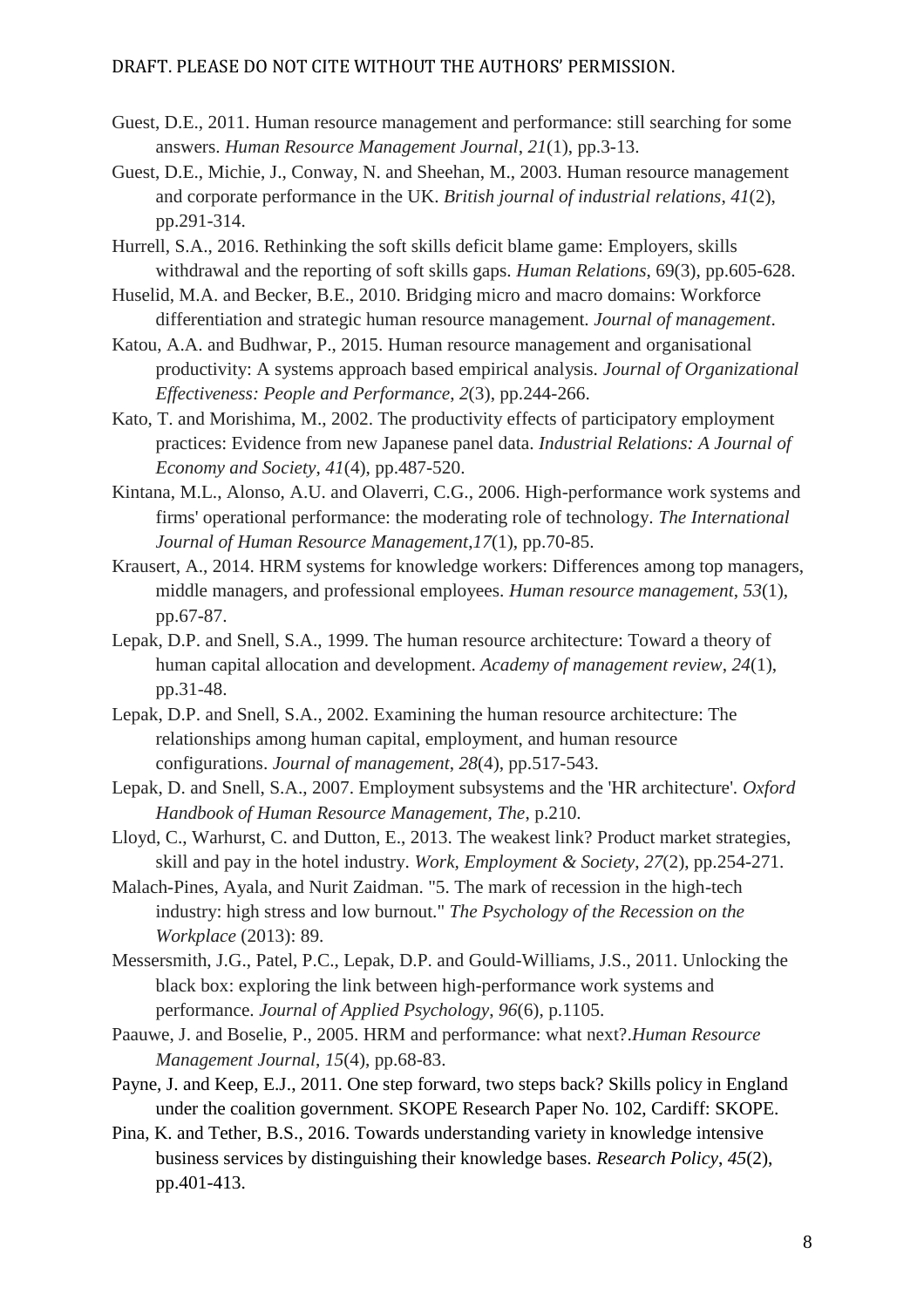Guest, D.E., 2011. Human resource management and performance: still searching for some answers. *Human Resource Management Journal*, *21*(1), pp.3-13.

Guest, D.E., Michie, J., Conway, N. and Sheehan, M., 2003. Human resource management and corporate performance in the UK. *British journal of industrial relations*, *41*(2), pp.291-314.

Hurrell, S.A., 2016. Rethinking the soft skills deficit blame game: Employers, skills withdrawal and the reporting of soft skills gaps. *Human Relations*, 69(3), pp.605-628.

Huselid, M.A. and Becker, B.E., 2010. Bridging micro and macro domains: Workforce differentiation and strategic human resource management. *Journal of management*.

Katou, A.A. and Budhwar, P., 2015. Human resource management and organisational productivity: A systems approach based empirical analysis. *Journal of Organizational Effectiveness: People and Performance*, *2*(3), pp.244-266.

Kato, T. and Morishima, M., 2002. The productivity effects of participatory employment practices: Evidence from new Japanese panel data. *Industrial Relations: A Journal of Economy and Society*, *41*(4), pp.487-520.

Kintana, M.L., Alonso, A.U. and Olaverri, C.G., 2006. High-performance work systems and firms' operational performance: the moderating role of technology. *The International Journal of Human Resource Management*,*17*(1), pp.70-85.

Krausert, A., 2014. HRM systems for knowledge workers: Differences among top managers, middle managers, and professional employees. *Human resource management*, *53*(1), pp.67-87.

Lepak, D.P. and Snell, S.A., 1999. The human resource architecture: Toward a theory of human capital allocation and development. *Academy of management review*, *24*(1), pp.31-48.

Lepak, D.P. and Snell, S.A., 2002. Examining the human resource architecture: The relationships among human capital, employment, and human resource configurations. *Journal of management*, *28*(4), pp.517-543.

Lepak, D. and Snell, S.A., 2007. Employment subsystems and the 'HR architecture'. *Oxford Handbook of Human Resource Management*, *The*, p.210.

Lloyd, C., Warhurst, C. and Dutton, E., 2013. The weakest link? Product market strategies, skill and pay in the hotel industry. *Work, Employment & Society*, *27*(2), pp.254-271.

Malach-Pines, Ayala, and Nurit Zaidman. "5. The mark of recession in the high-tech industry: high stress and low burnout." *The Psychology of the Recession on the Workplace* (2013): 89.

Messersmith, J.G., Patel, P.C., Lepak, D.P. and Gould-Williams, J.S., 2011. Unlocking the black box: exploring the link between high-performance work systems and performance. *Journal of Applied Psychology*, *96*(6), p.1105.

Paauwe, J. and Boselie, P., 2005. HRM and performance: what next?.*Human Resource Management Journal*, *15*(4), pp.68-83.

Payne, J. and Keep, E.J., 2011. One step forward, two steps back? Skills policy in England under the coalition government. SKOPE Research Paper No. 102, Cardiff: SKOPE.

Pina, K. and Tether, B.S., 2016. Towards understanding variety in knowledge intensive business services by distinguishing their knowledge bases. *Research Policy*, *45*(2), pp.401-413.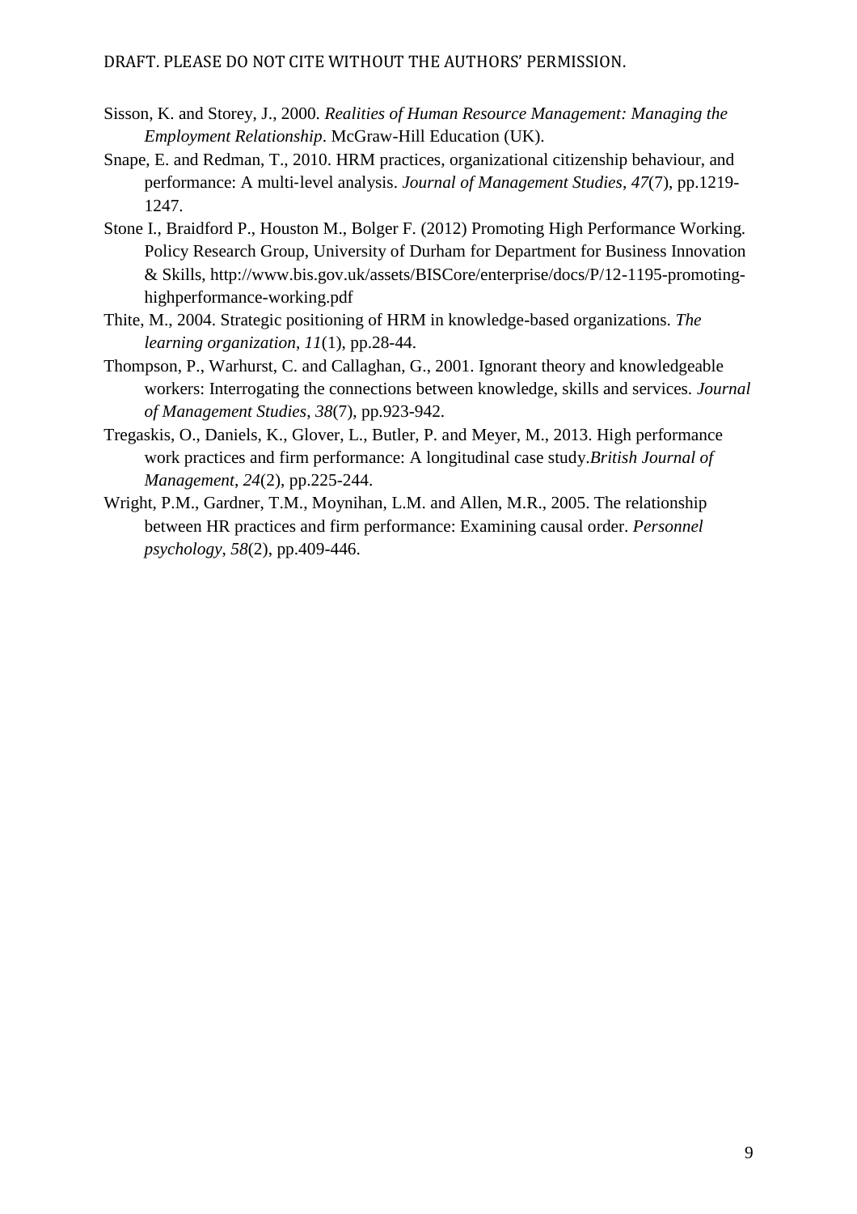Sisson, K. and Storey, J., 2000. *Realities of Human Resource Management: Managing the Employment Relationship*. McGraw-Hill Education (UK).

Snape, E. and Redman, T., 2010. HRM practices, organizational citizenship behaviour, and performance: A multi-level analysis. *Journal of Management Studies*, *47*(7), pp.1219-1247.

Stone I., Braidford P., Houston M., Bolger F. (2012) Promoting High Performance Working. Policy Research Group, University of Durham for Department for Business Innovation & Skills, http://www.bis.gov.uk/assets/BISCore/enterprise/docs/P/12-1195-promoting-highperformance-working.pdf

Thite, M., 2004. Strategic positioning of HRM in knowledge-based organizations. *The learning organization*, *11*(1), pp.28-44.

Thompson, P., Warhurst, C. and Callaghan, G., 2001. Ignorant theory and knowledgeable workers: Interrogating the connections between knowledge, skills and services. *Journal of Management Studies*, *38*(7), pp.923-942.

Tregaskis, O., Daniels, K., Glover, L., Butler, P. and Meyer, M., 2013. High performance work practices and firm performance: A longitudinal case study.*British Journal of Management*, *24*(2), pp.225-244.

Wright, P.M., Gardner, T.M., Moynihan, L.M. and Allen, M.R., 2005. The relationship between HR practices and firm performance: Examining causal order. *Personnel psychology*, *58*(2), pp.409-446.